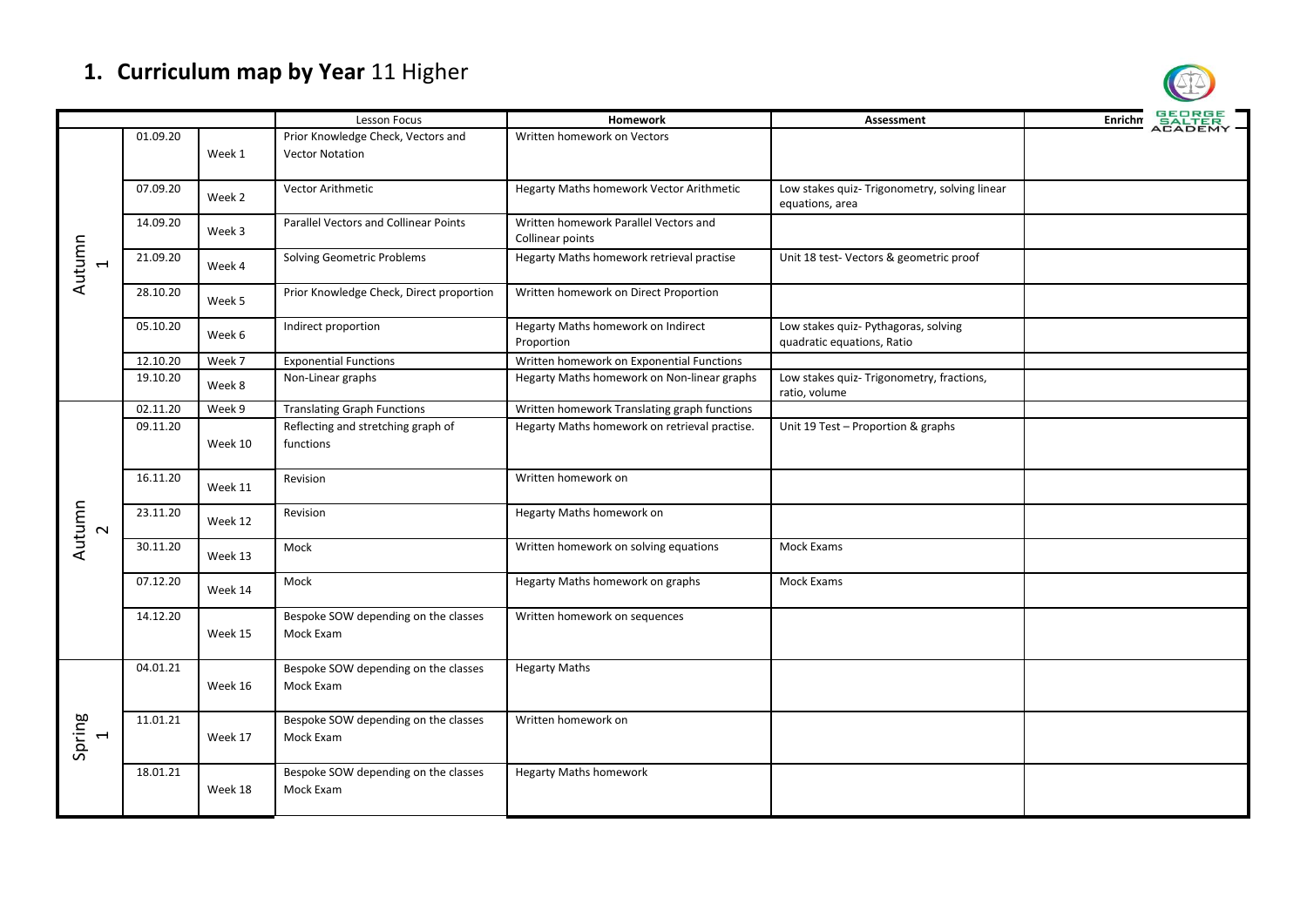# 1. **Curriculum map by Year** 11 Higher

| | | | Lesson Focus | Homework | Assessment | Enrichment |
|---|---|---|---|---|---|---|
| Autumn 1 | 01.09.20 | Week 1 | Prior Knowledge Check, Vectors and Vector Notation | Written homework on Vectors | | |
| | 07.09.20 | Week 2 | Vector Arithmetic | Hegarty Maths homework Vector Arithmetic | Low stakes quiz- Trigonometry, solving linear equations, area | |
| | 14.09.20 | Week 3 | Parallel Vectors and Collinear Points | Written homework Parallel Vectors and Collinear points | | |
| | 21.09.20 | Week 4 | Solving Geometric Problems | Hegarty Maths homework retrieval practise | Unit 18 test- Vectors & geometric proof | |
| | 28.10.20 | Week 5 | Prior Knowledge Check, Direct proportion | Written homework on Direct Proportion | | |
| | 05.10.20 | Week 6 | Indirect proportion | Hegarty Maths homework on Indirect Proportion | Low stakes quiz- Pythagoras, solving quadratic equations, Ratio | |
| | 12.10.20 | Week 7 | Exponential Functions | Written homework on Exponential Functions | | |
| | 19.10.20 | Week 8 | Non-Linear graphs | Hegarty Maths homework on Non-linear graphs | Low stakes quiz- Trigonometry, fractions, ratio, volume | |
| Autumn 2 | 02.11.20 | Week 9 | Translating Graph Functions | Written homework Translating graph functions | | |
| | 09.11.20 | Week 10 | Reflecting and stretching graph of functions | Hegarty Maths homework on retrieval practise. | Unit 19 Test – Proportion & graphs | |
| | 16.11.20 | Week 11 | Revision | Written homework on | | |
| | 23.11.20 | Week 12 | Revision | Hegarty Maths homework on | | |
| | 30.11.20 | Week 13 | Mock | Written homework on solving equations | Mock Exams | |
| | 07.12.20 | Week 14 | Mock | Hegarty Maths homework on graphs | Mock Exams | |
| | 14.12.20 | Week 15 | Bespoke SOW depending on the classes Mock Exam | Written homework on sequences | | |
| Spring 1 | 04.01.21 | Week 16 | Bespoke SOW depending on the classes Mock Exam | Hegarty Maths | | |
| | 11.01.21 | Week 17 | Bespoke SOW depending on the classes Mock Exam | Written homework on | | |
| | 18.01.21 | Week 18 | Bespoke SOW depending on the classes Mock Exam | Hegarty Maths homework | | |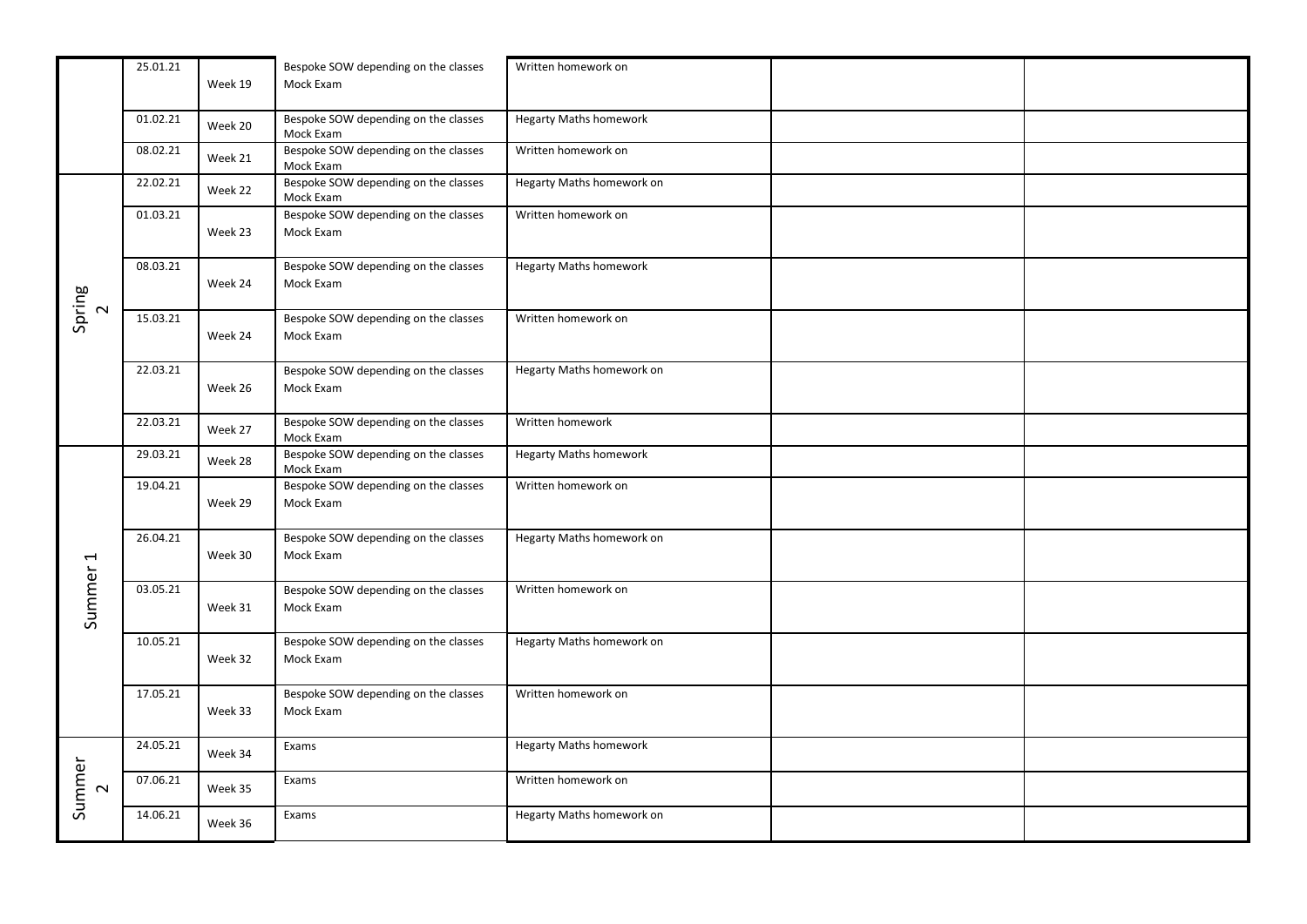| | | | | | | |
|---|---|---|---|---|---|---|
| | 25.01.21 | Week 19 | Bespoke SOW depending on the classes<br>Mock Exam | Written homework on | | |
| | 01.02.21 | Week 20 | Bespoke SOW depending on the classes<br>Mock Exam | Hegarty Maths homework | | |
| | 08.02.21 | Week 21 | Bespoke SOW depending on the classes<br>Mock Exam | Written homework on | | |
| Spring 2 | 22.02.21 | Week 22 | Bespoke SOW depending on the classes<br>Mock Exam | Hegarty Maths homework on | | |
| | 01.03.21 | Week 23 | Bespoke SOW depending on the classes<br>Mock Exam | Written homework on | | |
| | 08.03.21 | Week 24 | Bespoke SOW depending on the classes<br>Mock Exam | Hegarty Maths homework | | |
| | 15.03.21 | Week 24 | Bespoke SOW depending on the classes<br>Mock Exam | Written homework on | | |
| | 22.03.21 | Week 26 | Bespoke SOW depending on the classes<br>Mock Exam | Hegarty Maths homework on | | |
| | 22.03.21 | Week 27 | Bespoke SOW depending on the classes<br>Mock Exam | Written homework | | |
| Summer 1 | 29.03.21 | Week 28 | Bespoke SOW depending on the classes<br>Mock Exam | Hegarty Maths homework | | |
| | 19.04.21 | Week 29 | Bespoke SOW depending on the classes<br>Mock Exam | Written homework on | | |
| | 26.04.21 | Week 30 | Bespoke SOW depending on the classes<br>Mock Exam | Hegarty Maths homework on | | |
| | 03.05.21 | Week 31 | Bespoke SOW depending on the classes<br>Mock Exam | Written homework on | | |
| | 10.05.21 | Week 32 | Bespoke SOW depending on the classes<br>Mock Exam | Hegarty Maths homework on | | |
| | 17.05.21 | Week 33 | Bespoke SOW depending on the classes<br>Mock Exam | Written homework on | | |
| Summer 2 | 24.05.21 | Week 34 | Exams | Hegarty Maths homework | | |
| | 07.06.21 | Week 35 | Exams | Written homework on | | |
| | 14.06.21 | Week 36 | Exams | Hegarty Maths homework on | | |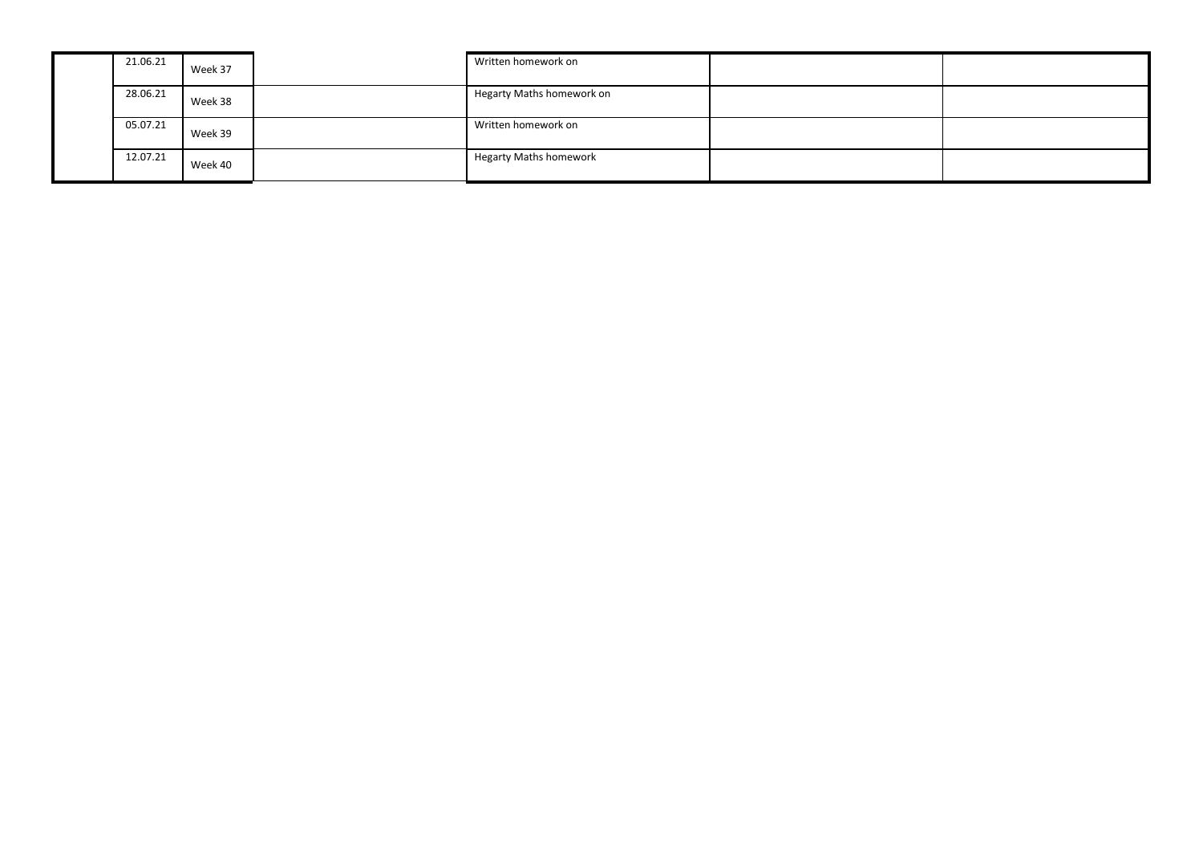| | | | | | | |
|---|---|---|---|---|---|---|
| | 21.06.21 | Week 37 | | Written homework on | | |
| | 28.06.21 | Week 38 | | Hegarty Maths homework on | | |
| | 05.07.21 | Week 39 | | Written homework on | | |
| | 12.07.21 | Week 40 | | Hegarty Maths homework | | |